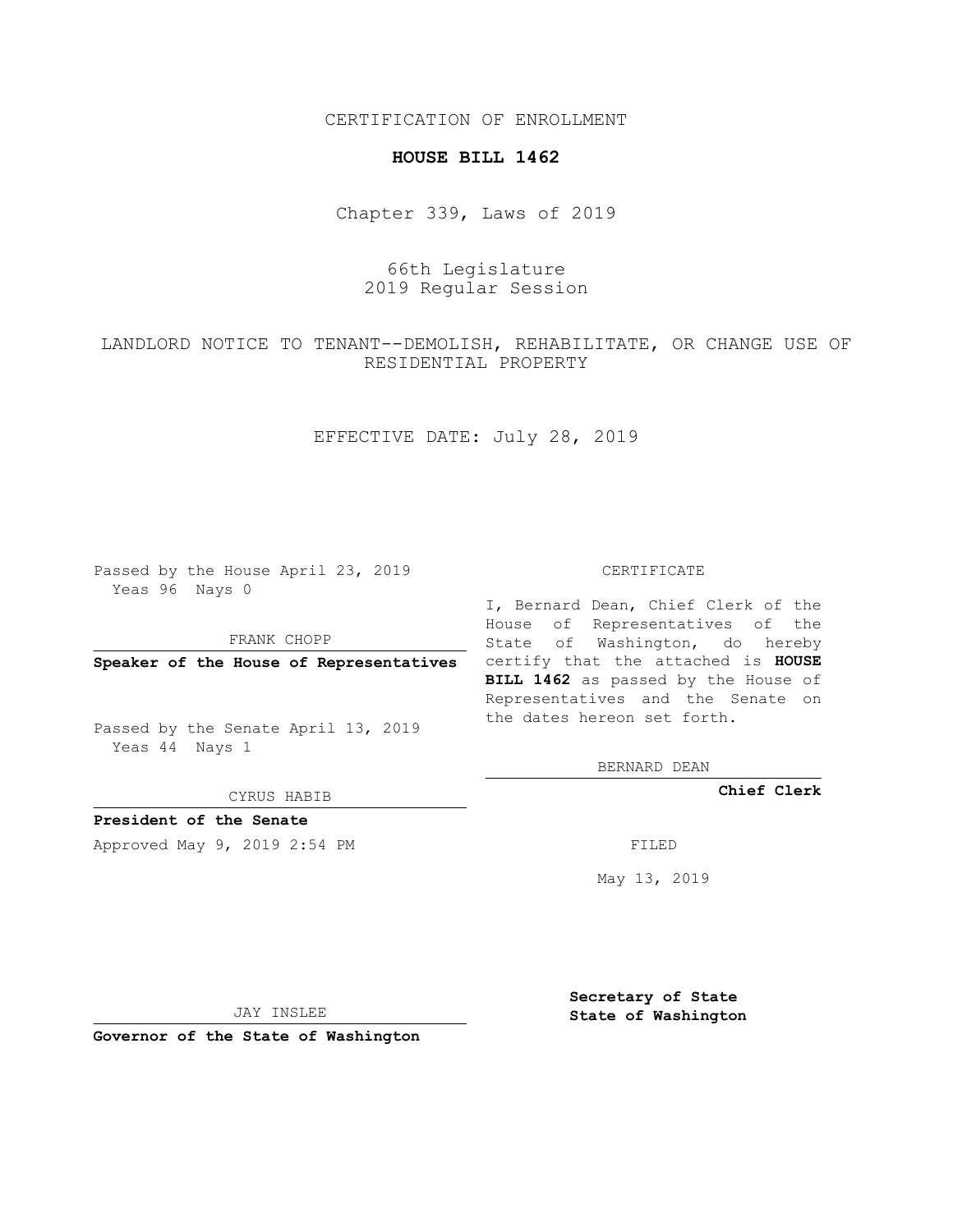CERTIFICATION OF ENROLLMENT

**HOUSE BILL 1462**

Chapter 339, Laws of 2019

66th Legislature
2019 Regular Session

LANDLORD NOTICE TO TENANT--DEMOLISH, REHABILITATE, OR CHANGE USE OF RESIDENTIAL PROPERTY

EFFECTIVE DATE: July 28, 2019

Passed by the House April 23, 2019
Yeas 96 Nays 0

FRANK CHOPP

**Speaker of the House of Representatives**

Passed by the Senate April 13, 2019
Yeas 44 Nays 1

CYRUS HABIB

**President of the Senate**

Approved May 9, 2019 2:54 PM

JAY INSLEE

**Governor of the State of Washington**

CERTIFICATE

I, Bernard Dean, Chief Clerk of the House of Representatives of the State of Washington, do hereby certify that the attached is **HOUSE BILL 1462** as passed by the House of Representatives and the Senate on the dates hereon set forth.

BERNARD DEAN

**Chief Clerk**

FILED

May 13, 2019

**Secretary of State**
**State of Washington**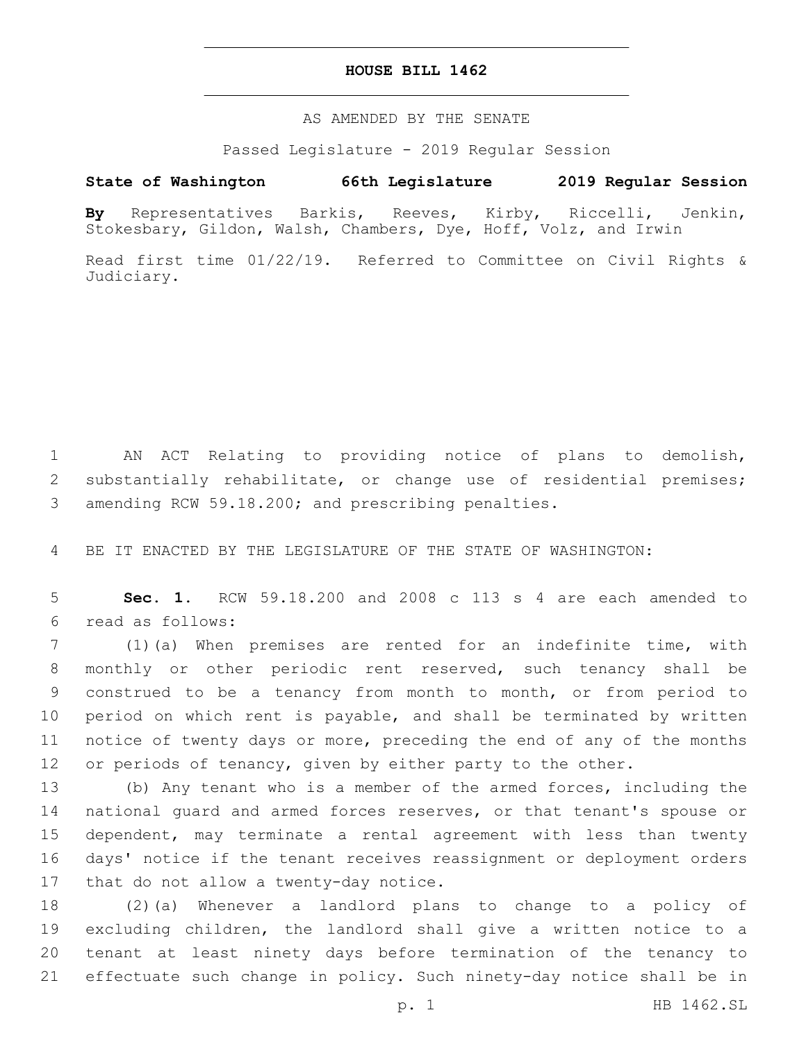# HOUSE BILL 1462

AS AMENDED BY THE SENATE

Passed Legislature - 2019 Regular Session

**State of Washington 66th Legislature 2019 Regular Session**

**By** Representatives Barkis, Reeves, Kirby, Riccelli, Jenkin, Stokesbary, Gildon, Walsh, Chambers, Dye, Hoff, Volz, and Irwin

Read first time 01/22/19. Referred to Committee on Civil Rights & Judiciary.

AN ACT Relating to providing notice of plans to demolish, substantially rehabilitate, or change use of residential premises; amending RCW 59.18.200; and prescribing penalties.

BE IT ENACTED BY THE LEGISLATURE OF THE STATE OF WASHINGTON:

**Sec. 1.** RCW 59.18.200 and 2008 c 113 s 4 are each amended to read as follows:

(1)(a) When premises are rented for an indefinite time, with monthly or other periodic rent reserved, such tenancy shall be construed to be a tenancy from month to month, or from period to period on which rent is payable, and shall be terminated by written notice of twenty days or more, preceding the end of any of the months or periods of tenancy, given by either party to the other.

(b) Any tenant who is a member of the armed forces, including the national guard and armed forces reserves, or that tenant's spouse or dependent, may terminate a rental agreement with less than twenty days' notice if the tenant receives reassignment or deployment orders that do not allow a twenty-day notice.

(2)(a) Whenever a landlord plans to change to a policy of excluding children, the landlord shall give a written notice to a tenant at least ninety days before termination of the tenancy to effectuate such change in policy. Such ninety-day notice shall be in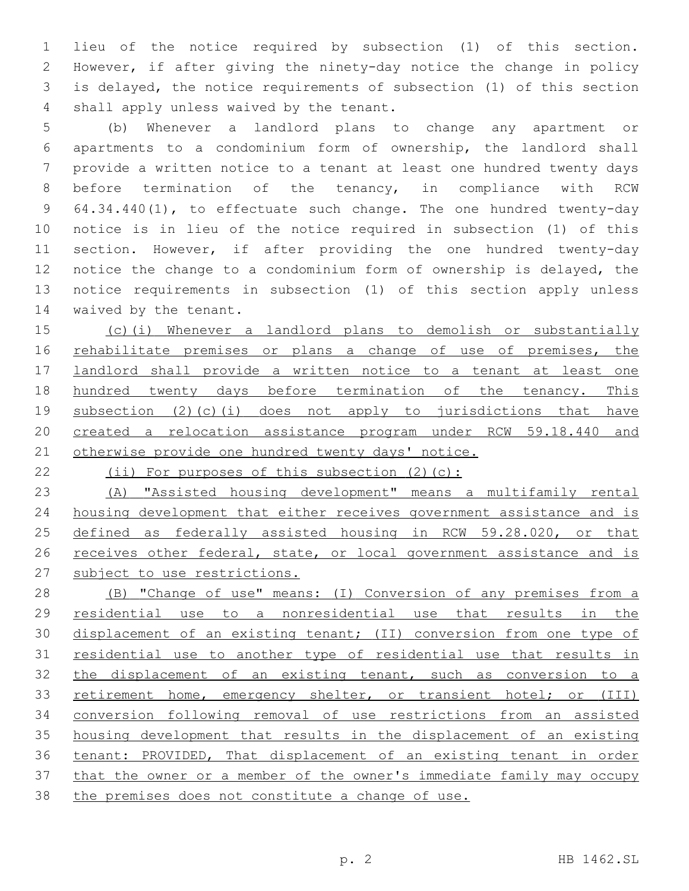lieu of the notice required by subsection (1) of this section. However, if after giving the ninety-day notice the change in policy is delayed, the notice requirements of subsection (1) of this section shall apply unless waived by the tenant.

(b) Whenever a landlord plans to change any apartment or apartments to a condominium form of ownership, the landlord shall provide a written notice to a tenant at least one hundred twenty days before termination of the tenancy, in compliance with RCW 64.34.440(1), to effectuate such change. The one hundred twenty-day notice is in lieu of the notice required in subsection (1) of this section. However, if after providing the one hundred twenty-day notice the change to a condominium form of ownership is delayed, the notice requirements in subsection (1) of this section apply unless waived by the tenant.

<u>(c)(i) Whenever a landlord plans to demolish or substantially rehabilitate premises or plans a change of use of premises, the landlord shall provide a written notice to a tenant at least one hundred twenty days before termination of the tenancy. This subsection (2)(c)(i) does not apply to jurisdictions that have created a relocation assistance program under RCW 59.18.440 and otherwise provide one hundred twenty days' notice.</u>

<u>(ii) For purposes of this subsection (2)(c):</u>

<u>(A) "Assisted housing development" means a multifamily rental housing development that either receives government assistance and is defined as federally assisted housing in RCW 59.28.020, or that receives other federal, state, or local government assistance and is subject to use restrictions.</u>

<u>(B) "Change of use" means: (I) Conversion of any premises from a residential use to a nonresidential use that results in the displacement of an existing tenant; (II) conversion from one type of residential use to another type of residential use that results in the displacement of an existing tenant, such as conversion to a retirement home, emergency shelter, or transient hotel; or (III) conversion following removal of use restrictions from an assisted housing development that results in the displacement of an existing tenant: PROVIDED, That displacement of an existing tenant in order that the owner or a member of the owner's immediate family may occupy the premises does not constitute a change of use.</u>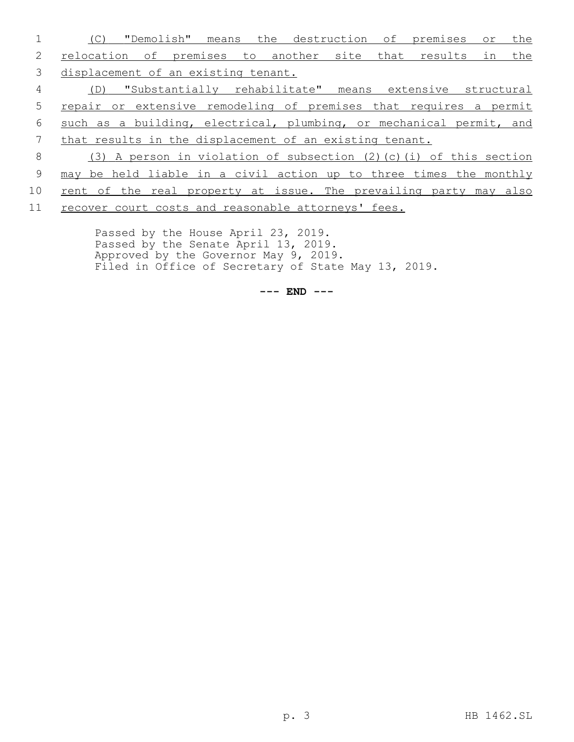(C) "Demolish" means the destruction of premises or the relocation of premises to another site that results in the displacement of an existing tenant.

(D) "Substantially rehabilitate" means extensive structural repair or extensive remodeling of premises that requires a permit such as a building, electrical, plumbing, or mechanical permit, and that results in the displacement of an existing tenant.

(3) A person in violation of subsection (2)(c)(i) of this section may be held liable in a civil action up to three times the monthly rent of the real property at issue. The prevailing party may also recover court costs and reasonable attorneys' fees.

Passed by the House April 23, 2019.
Passed by the Senate April 13, 2019.
Approved by the Governor May 9, 2019.
Filed in Office of Secretary of State May 13, 2019.

**--- END ---**